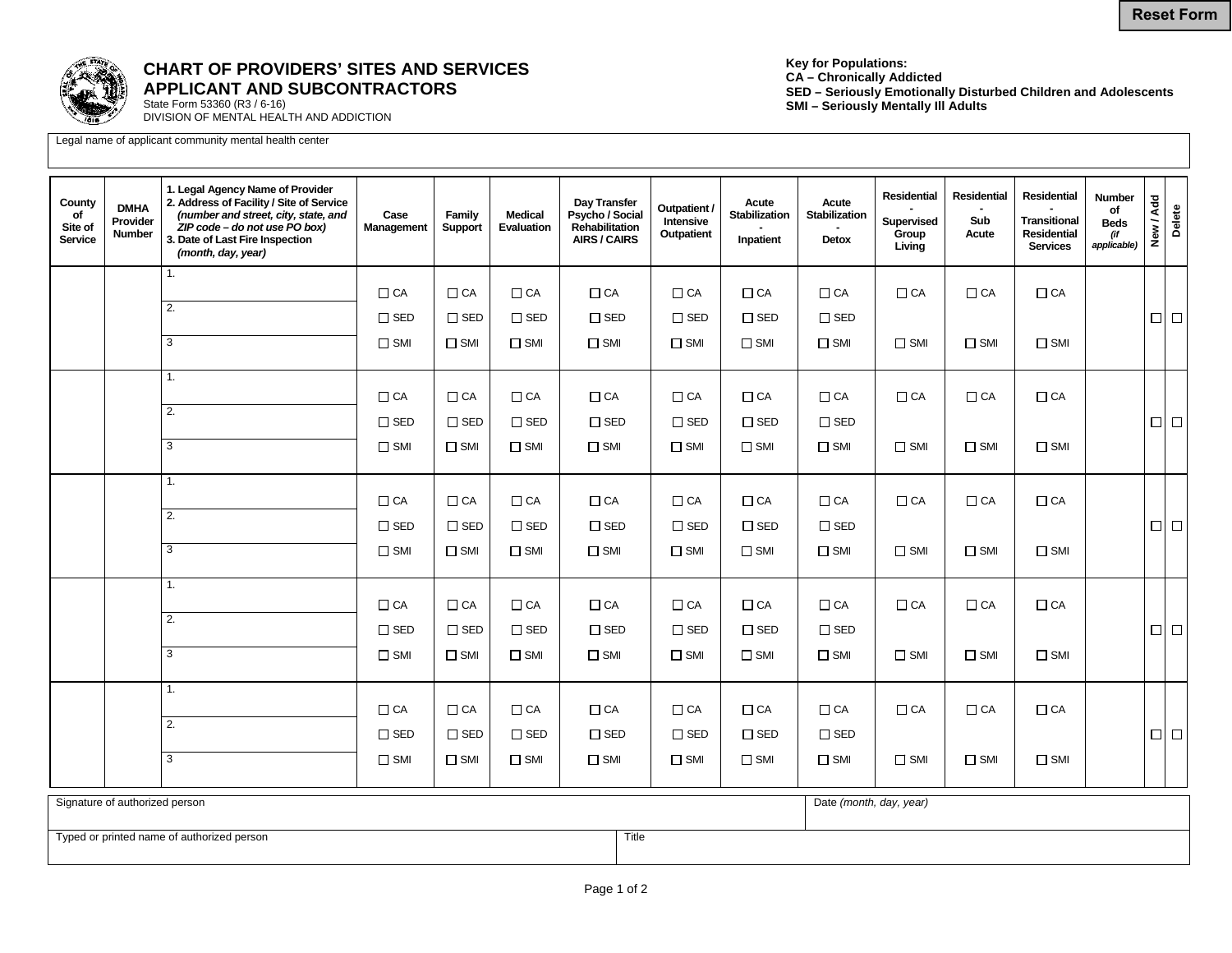# CHART OF PROVIDERS' SITES AND SERVICES APPLICANT AND SUBCONTRACTORS

State Form 53360 (R3 / 6-16)
DIVISION OF MENTAL HEALTH AND ADDICTION

**Key for Populations:**
**CA – Chronically Addicted**
**SED – Seriously Emotionally Disturbed Children and Adolescents**
**SMI – Seriously Mentally Ill Adults**

Legal name of applicant community mental health center

| County of Site of Service | DMHA Provider Number | 1. Legal Agency Name of Provider 2. Address of Facility / Site of Service *(number and street, city, state, and ZIP code – do not use PO box)* 3. Date of Last Fire Inspection *(month, day, year)* | Case Management | Family Support | Medical Evaluation | Day Transfer Psycho / Social Rehabilitation AIRS / CAIRS | Outpatient / Intensive Outpatient | Acute Stabilization - Inpatient | Acute Stabilization - Detox | Residential - Supervised Group Living | Residential - Sub Acute | Residential - Transitional Residential Services | Number of Beds *(if applicable)* | New / Add | Delete |
|---|---|---|---|---|---|---|---|---|---|---|---|---|---|---|---|
| | | 1. <br> 2. <br> 3 | ☐ CA ☐ SED ☐ SMI | ☐ CA ☐ SED ☐ SMI | ☐ CA ☐ SED ☐ SMI | ☐ CA ☐ SED ☐ SMI | ☐ CA ☐ SED ☐ SMI | ☐ CA ☐ SED ☐ SMI | ☐ CA ☐ SED ☐ SMI | ☐ CA ☐ SMI | ☐ CA ☐ SMI | ☐ CA ☐ SMI | | ☐ | ☐ |
| | | 1. <br> 2. <br> 3 | ☐ CA ☐ SED ☐ SMI | ☐ CA ☐ SED ☐ SMI | ☐ CA ☐ SED ☐ SMI | ☐ CA ☐ SED ☐ SMI | ☐ CA ☐ SED ☐ SMI | ☐ CA ☐ SED ☐ SMI | ☐ CA ☐ SED ☐ SMI | ☐ CA ☐ SMI | ☐ CA ☐ SMI | ☐ CA ☐ SMI | | ☐ | ☐ |
| | | 1. <br> 2. <br> 3 | ☐ CA ☐ SED ☐ SMI | ☐ CA ☐ SED ☐ SMI | ☐ CA ☐ SED ☐ SMI | ☐ CA ☐ SED ☐ SMI | ☐ CA ☐ SED ☐ SMI | ☐ CA ☐ SED ☐ SMI | ☐ CA ☐ SED ☐ SMI | ☐ CA ☐ SMI | ☐ CA ☐ SMI | ☐ CA ☐ SMI | | ☐ | ☐ |
| | | 1. <br> 2. <br> 3 | ☐ CA ☐ SED ☐ SMI | ☐ CA ☐ SED ☐ SMI | ☐ CA ☐ SED ☐ SMI | ☐ CA ☐ SED ☐ SMI | ☐ CA ☐ SED ☐ SMI | ☐ CA ☐ SED ☐ SMI | ☐ CA ☐ SED ☐ SMI | ☐ CA ☐ SMI | ☐ CA ☐ SMI | ☐ CA ☐ SMI | | ☐ | ☐ |
| | | 1. <br> 2. <br> 3 | ☐ CA ☐ SED ☐ SMI | ☐ CA ☐ SED ☐ SMI | ☐ CA ☐ SED ☐ SMI | ☐ CA ☐ SED ☐ SMI | ☐ CA ☐ SED ☐ SMI | ☐ CA ☐ SED ☐ SMI | ☐ CA ☐ SED ☐ SMI | ☐ CA ☐ SMI | ☐ CA ☐ SMI | ☐ CA ☐ SMI | | ☐ | ☐ |

| Signature of authorized person | Date *(month, day, year)* |
|---|---|
| | |

| Typed or printed name of authorized person | Title |
|---|---|
| | |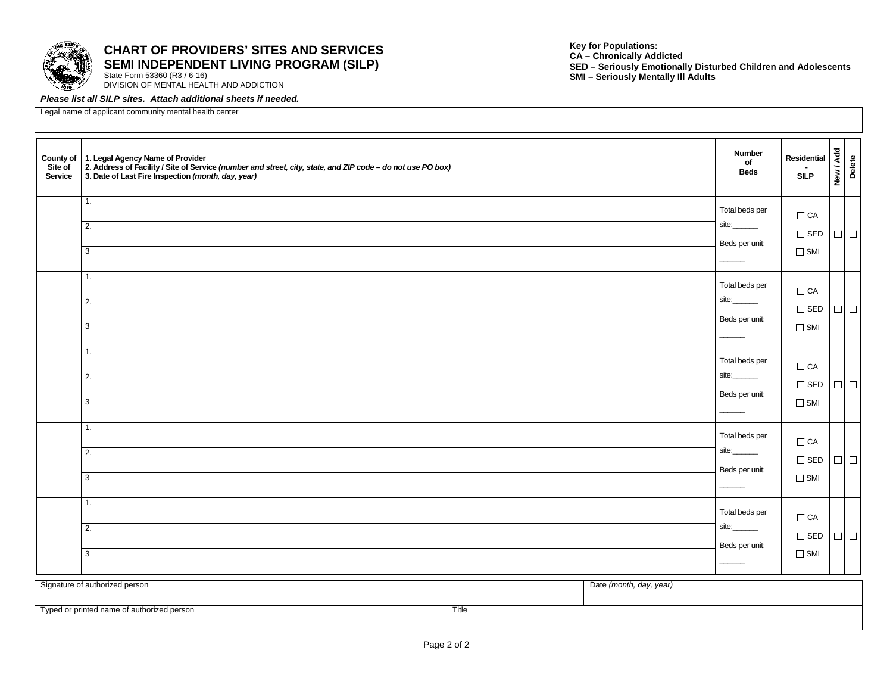# CHART OF PROVIDERS' SITES AND SERVICES
## SEMI INDEPENDENT LIVING PROGRAM (SILP)

State Form 53360 (R3 / 6-16)
DIVISION OF MENTAL HEALTH AND ADDICTION

**Key for Populations:**
**CA – Chronically Addicted**
**SED – Seriously Emotionally Disturbed Children and Adolescents**
**SMI – Seriously Mentally Ill Adults**

***Please list all SILP sites. Attach additional sheets if needed.***

| Legal name of applicant community mental health center |
|---|
| |

| County of Site of Service | 1. Legal Agency Name of Provider<br>2. Address of Facility / Site of Service *(number and street, city, state, and ZIP code – do not use PO box)*<br>3. Date of Last Fire Inspection *(month, day, year)* | Number of Beds | Residential - SILP | New / Add | Delete |
|---|---|---|---|---|---|
| | 1.<br>2.<br>3 | Total beds per site:______<br>Beds per unit: ______ | ☐ CA<br>☐ SED<br>☐ SMI | ☐ | ☐ |
| | 1.<br>2.<br>3 | Total beds per site:______<br>Beds per unit: ______ | ☐ CA<br>☐ SED<br>☐ SMI | ☐ | ☐ |
| | 1.<br>2.<br>3 | Total beds per site:______<br>Beds per unit: ______ | ☐ CA<br>☐ SED<br>☐ SMI | ☐ | ☐ |
| | 1.<br>2.<br>3 | Total beds per site:______<br>Beds per unit: ______ | ☐ CA<br>☐ SED<br>☐ SMI | ☐ | ☐ |
| | 1.<br>2.<br>3 | Total beds per site:______<br>Beds per unit: ______ | ☐ CA<br>☐ SED<br>☐ SMI | ☐ | ☐ |

| Signature of authorized person | | Date *(month, day, year)* |
|---|---|---|
| Typed or printed name of authorized person | Title | |